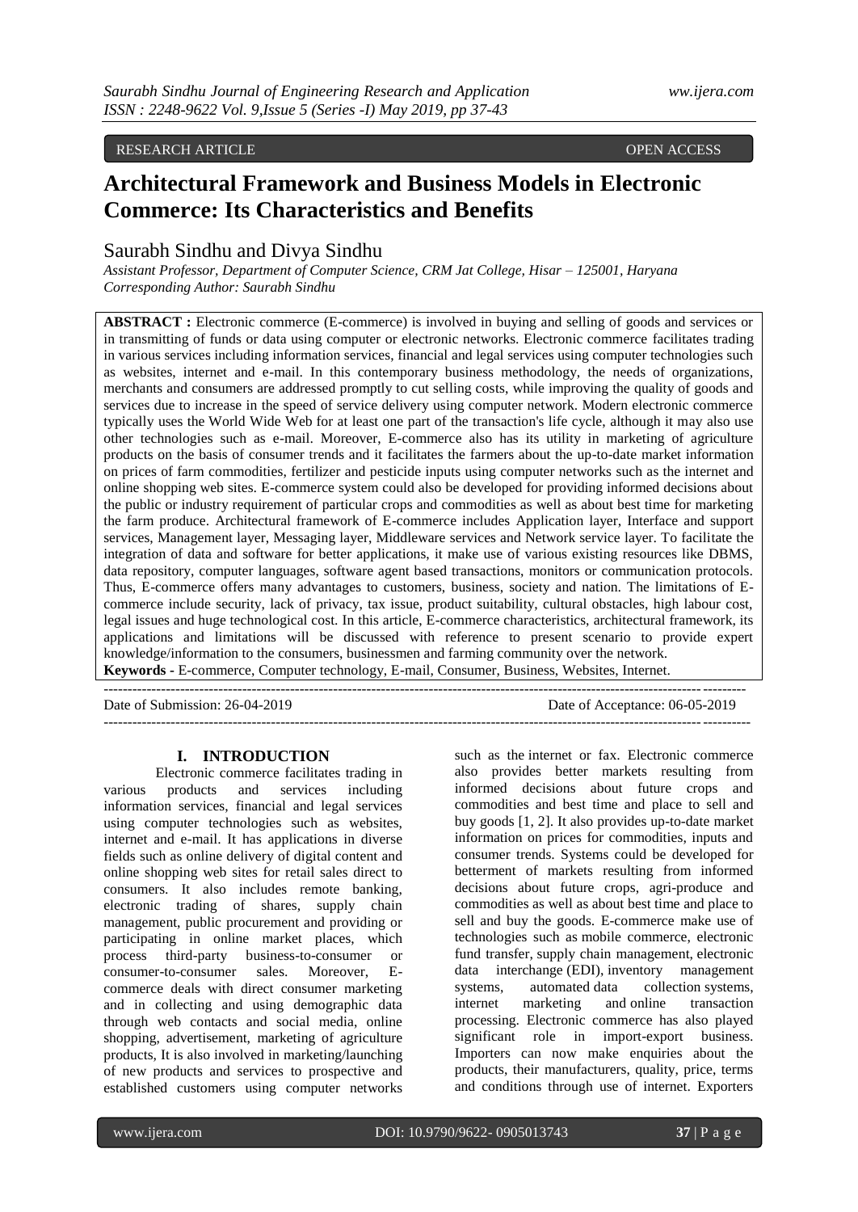RESEARCH ARTICLE OPEN ACCESS

# Architectural Framework and Business Models in Electronic Commerce: Its Characteristics and Benefits

Saurabh Sindhu and Divya Sindhu

*Assistant Professor, Department of Computer Science, CRM Jat College, Hisar – 125001, Haryana*
*Corresponding Author: Saurabh Sindhu*

**ABSTRACT :** Electronic commerce (E-commerce) is involved in buying and selling of goods and services or in transmitting of funds or data using computer or electronic networks. Electronic commerce facilitates trading in various services including information services, financial and legal services using computer technologies such as websites, internet and e-mail. In this contemporary business methodology, the needs of organizations, merchants and consumers are addressed promptly to cut selling costs, while improving the quality of goods and services due to increase in the speed of service delivery using computer network. Modern electronic commerce typically uses the World Wide Web for at least one part of the transaction's life cycle, although it may also use other technologies such as e-mail. Moreover, E-commerce also has its utility in marketing of agriculture products on the basis of consumer trends and it facilitates the farmers about the up-to-date market information on prices of farm commodities, fertilizer and pesticide inputs using computer networks such as the internet and online shopping web sites. E-commerce system could also be developed for providing informed decisions about the public or industry requirement of particular crops and commodities as well as about best time for marketing the farm produce. Architectural framework of E-commerce includes Application layer, Interface and support services, Management layer, Messaging layer, Middleware services and Network service layer. To facilitate the integration of data and software for better applications, it make use of various existing resources like DBMS, data repository, computer languages, software agent based transactions, monitors or communication protocols. Thus, E-commerce offers many advantages to customers, business, society and nation. The limitations of E-commerce include security, lack of privacy, tax issue, product suitability, cultural obstacles, high labour cost, legal issues and huge technological cost. In this article, E-commerce characteristics, architectural framework, its applications and limitations will be discussed with reference to present scenario to provide expert knowledge/information to the consumers, businessmen and farming community over the network.

**Keywords -** E-commerce, Computer technology, E-mail, Consumer, Business, Websites, Internet.

Date of Submission: 26-04-2019 Date of Acceptance: 06-05-2019

## I. INTRODUCTION

Electronic commerce facilitates trading in various products and services including information services, financial and legal services using computer technologies such as websites, internet and e-mail. It has applications in diverse fields such as online delivery of digital content and online shopping web sites for retail sales direct to consumers. It also includes remote banking, electronic trading of shares, supply chain management, public procurement and providing or participating in online market places, which process third-party business-to-consumer or consumer-to-consumer sales. Moreover, E-commerce deals with direct consumer marketing and in collecting and using demographic data through web contacts and social media, online shopping, advertisement, marketing of agriculture products, It is also involved in marketing/launching of new products and services to prospective and established customers using computer networks such as the internet or fax. Electronic commerce also provides better markets resulting from informed decisions about future crops and commodities and best time and place to sell and buy goods [1, 2]. It also provides up-to-date market information on prices for commodities, inputs and consumer trends. Systems could be developed for betterment of markets resulting from informed decisions about future crops, agri-produce and commodities as well as about best time and place to sell and buy the goods. E-commerce make use of technologies such as mobile commerce, electronic fund transfer, supply chain management, electronic data interchange (EDI), inventory management systems, automated data collection systems, internet marketing and online transaction processing. Electronic commerce has also played significant role in import-export business. Importers can now make enquiries about the products, their manufacturers, quality, price, terms and conditions through use of internet. Exporters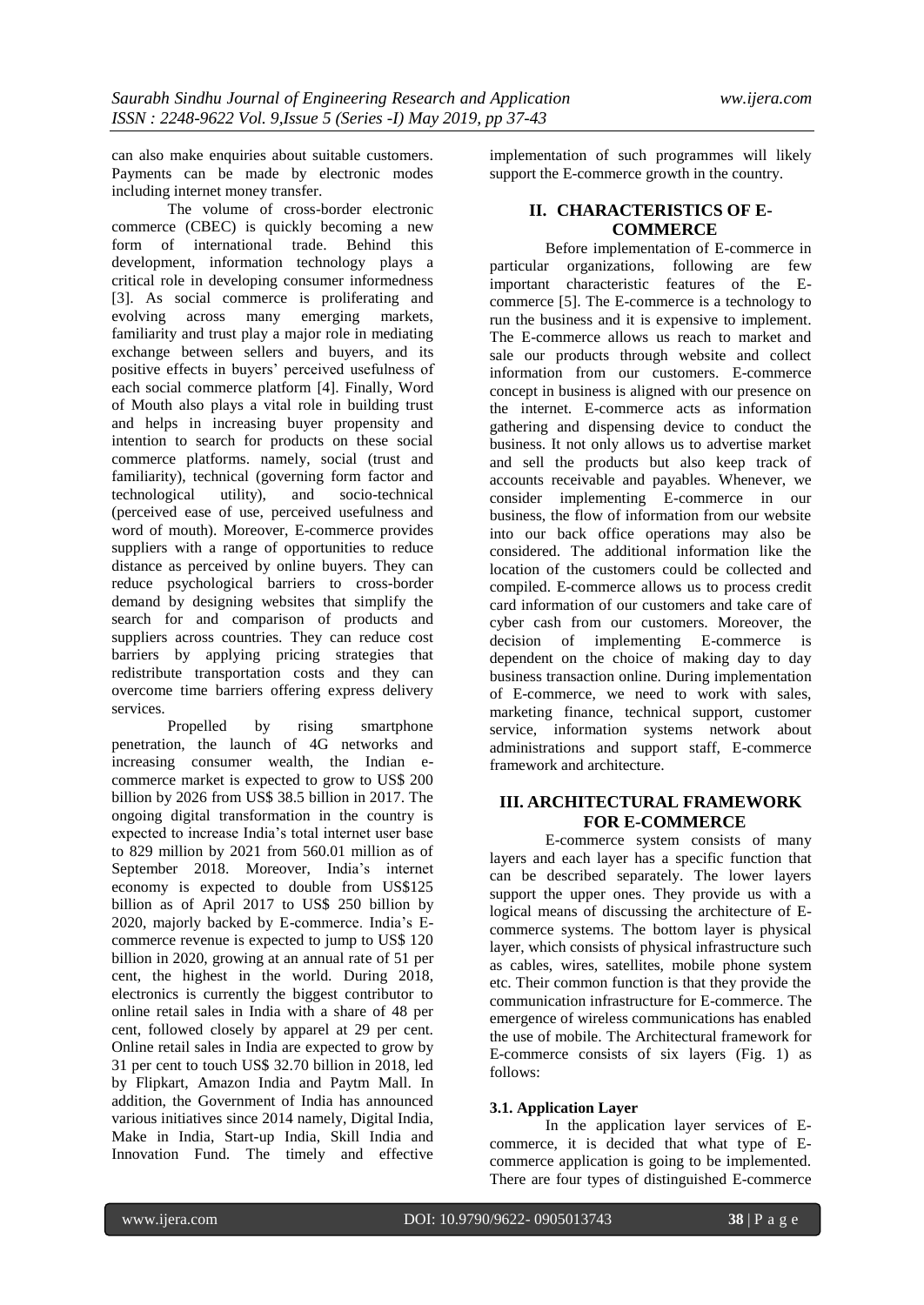can also make enquiries about suitable customers. Payments can be made by electronic modes including internet money transfer.

The volume of cross-border electronic commerce (CBEC) is quickly becoming a new form of international trade. Behind this development, information technology plays a critical role in developing consumer informedness [3]. As social commerce is proliferating and evolving across many emerging markets, familiarity and trust play a major role in mediating exchange between sellers and buyers, and its positive effects in buyers' perceived usefulness of each social commerce platform [4]. Finally, Word of Mouth also plays a vital role in building trust and helps in increasing buyer propensity and intention to search for products on these social commerce platforms. namely, social (trust and familiarity), technical (governing form factor and technological utility), and socio-technical (perceived ease of use, perceived usefulness and word of mouth). Moreover, E-commerce provides suppliers with a range of opportunities to reduce distance as perceived by online buyers. They can reduce psychological barriers to cross-border demand by designing websites that simplify the search for and comparison of products and suppliers across countries. They can reduce cost barriers by applying pricing strategies that redistribute transportation costs and they can overcome time barriers offering express delivery services.

Propelled by rising smartphone penetration, the launch of 4G networks and increasing consumer wealth, the Indian e-commerce market is expected to grow to US$ 200 billion by 2026 from US$ 38.5 billion in 2017. The ongoing digital transformation in the country is expected to increase India's total internet user base to 829 million by 2021 from 560.01 million as of September 2018. Moreover, India's internet economy is expected to double from US$125 billion as of April 2017 to US$ 250 billion by 2020, majorly backed by E-commerce. India's E-commerce revenue is expected to jump to US$ 120 billion in 2020, growing at an annual rate of 51 per cent, the highest in the world. During 2018, electronics is currently the biggest contributor to online retail sales in India with a share of 48 per cent, followed closely by apparel at 29 per cent. Online retail sales in India are expected to grow by 31 per cent to touch US$ 32.70 billion in 2018, led by Flipkart, Amazon India and Paytm Mall. In addition, the Government of India has announced various initiatives since 2014 namely, Digital India, Make in India, Start-up India, Skill India and Innovation Fund. The timely and effective implementation of such programmes will likely support the E-commerce growth in the country.

## II. CHARACTERISTICS OF E-COMMERCE

Before implementation of E-commerce in particular organizations, following are few important characteristic features of the E-commerce [5]. The E-commerce is a technology to run the business and it is expensive to implement. The E-commerce allows us reach to market and sale our products through website and collect information from our customers. E-commerce concept in business is aligned with our presence on the internet. E-commerce acts as information gathering and dispensing device to conduct the business. It not only allows us to advertise market and sell the products but also keep track of accounts receivable and payables. Whenever, we consider implementing E-commerce in our business, the flow of information from our website into our back office operations may also be considered. The additional information like the location of the customers could be collected and compiled. E-commerce allows us to process credit card information of our customers and take care of cyber cash from our customers. Moreover, the decision of implementing E-commerce is dependent on the choice of making day to day business transaction online. During implementation of E-commerce, we need to work with sales, marketing finance, technical support, customer service, information systems network about administrations and support staff, E-commerce framework and architecture.

## III. ARCHITECTURAL FRAMEWORK FOR E-COMMERCE

E-commerce system consists of many layers and each layer has a specific function that can be described separately. The lower layers support the upper ones. They provide us with a logical means of discussing the architecture of E-commerce systems. The bottom layer is physical layer, which consists of physical infrastructure such as cables, wires, satellites, mobile phone system etc. Their common function is that they provide the communication infrastructure for E-commerce. The emergence of wireless communications has enabled the use of mobile. The Architectural framework for E-commerce consists of six layers (Fig. 1) as follows:

### 3.1. Application Layer

In the application layer services of E-commerce, it is decided that what type of E-commerce application is going to be implemented. There are four types of distinguished E-commerce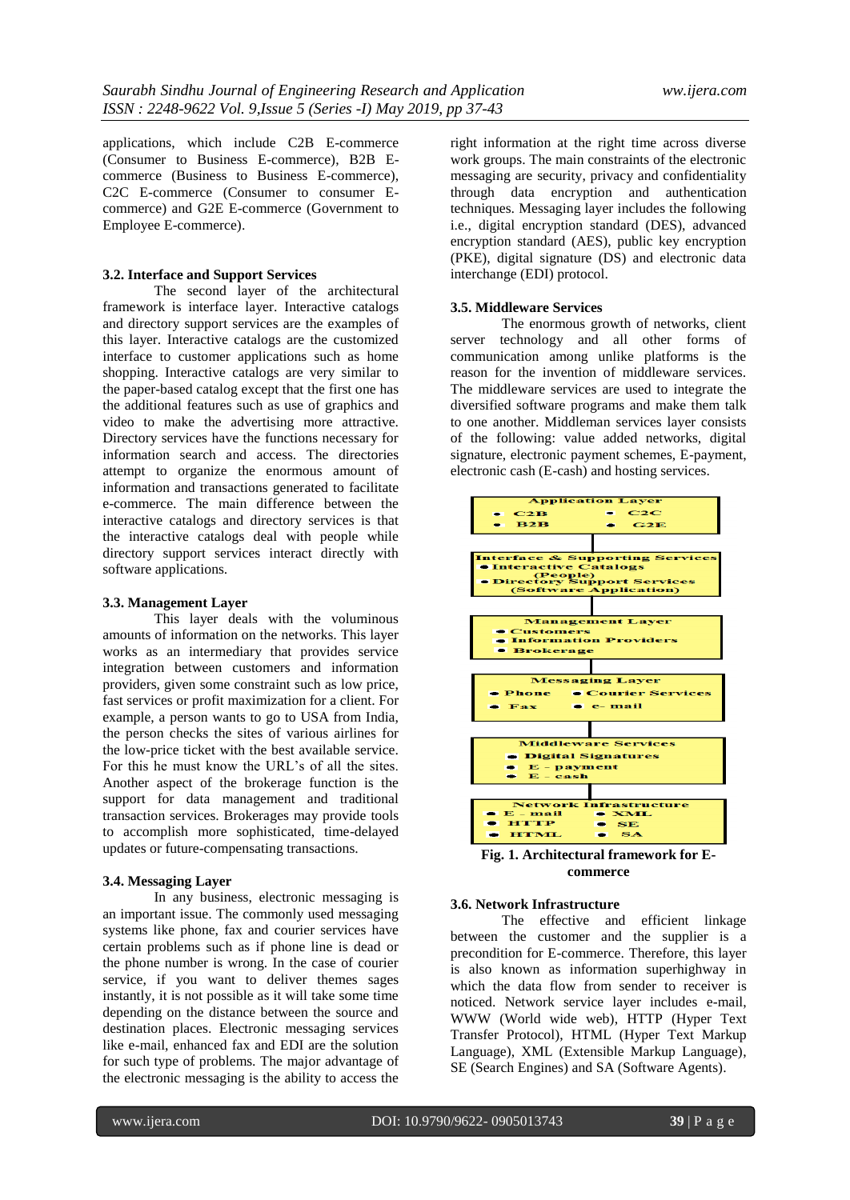applications, which include C2B E-commerce (Consumer to Business E-commerce), B2B E-commerce (Business to Business E-commerce), C2C E-commerce (Consumer to consumer E-commerce) and G2E E-commerce (Government to Employee E-commerce).

### 3.2. Interface and Support Services

The second layer of the architectural framework is interface layer. Interactive catalogs and directory support services are the examples of this layer. Interactive catalogs are the customized interface to customer applications such as home shopping. Interactive catalogs are very similar to the paper-based catalog except that the first one has the additional features such as use of graphics and video to make the advertising more attractive. Directory services have the functions necessary for information search and access. The directories attempt to organize the enormous amount of information and transactions generated to facilitate e-commerce. The main difference between the interactive catalogs and directory services is that the interactive catalogs deal with people while directory support services interact directly with software applications.

### 3.3. Management Layer

This layer deals with the voluminous amounts of information on the networks. This layer works as an intermediary that provides service integration between customers and information providers, given some constraint such as low price, fast services or profit maximization for a client. For example, a person wants to go to USA from India, the person checks the sites of various airlines for the low-price ticket with the best available service. For this he must know the URL's of all the sites. Another aspect of the brokerage function is the support for data management and traditional transaction services. Brokerages may provide tools to accomplish more sophisticated, time-delayed updates or future-compensating transactions.

### 3.4. Messaging Layer

In any business, electronic messaging is an important issue. The commonly used messaging systems like phone, fax and courier services have certain problems such as if phone line is dead or the phone number is wrong. In the case of courier service, if you want to deliver themes sages instantly, it is not possible as it will take some time depending on the distance between the source and destination places. Electronic messaging services like e-mail, enhanced fax and EDI are the solution for such type of problems. The major advantage of the electronic messaging is the ability to access the right information at the right time across diverse work groups. The main constraints of the electronic messaging are security, privacy and confidentiality through data encryption and authentication techniques. Messaging layer includes the following i.e., digital encryption standard (DES), advanced encryption standard (AES), public key encryption (PKE), digital signature (DS) and electronic data interchange (EDI) protocol.

### 3.5. Middleware Services

The enormous growth of networks, client server technology and all other forms of communication among unlike platforms is the reason for the invention of middleware services. The middleware services are used to integrate the diversified software programs and make them talk to one another. Middleman services layer consists of the following: value added networks, digital signature, electronic payment schemes, E-payment, electronic cash (E-cash) and hosting services.

**Application Layer**
- C2B
- C2C
- B2B
- G2E

**Interface & Supporting Services**
- Interactive Catalogs (People)
- Directory Support Services (Software Application)

**Management Layer**
- Customers
- Information Providers
- Brokerage

**Messaging Layer**
- Phone
- Courier Services
- Fax
- e- mail

**Middleware Services**
- Digital Signatures
- E - payment
- E - cash

**Network Infrastructure**
- E - mail
- XML
- HTTP
- SE
- HTML
- SA

**Fig. 1. Architectural framework for E-commerce**

### 3.6. Network Infrastructure

The effective and efficient linkage between the customer and the supplier is a precondition for E-commerce. Therefore, this layer is also known as information superhighway in which the data flow from sender to receiver is noticed. Network service layer includes e-mail, WWW (World wide web), HTTP (Hyper Text Transfer Protocol), HTML (Hyper Text Markup Language), XML (Extensible Markup Language), SE (Search Engines) and SA (Software Agents).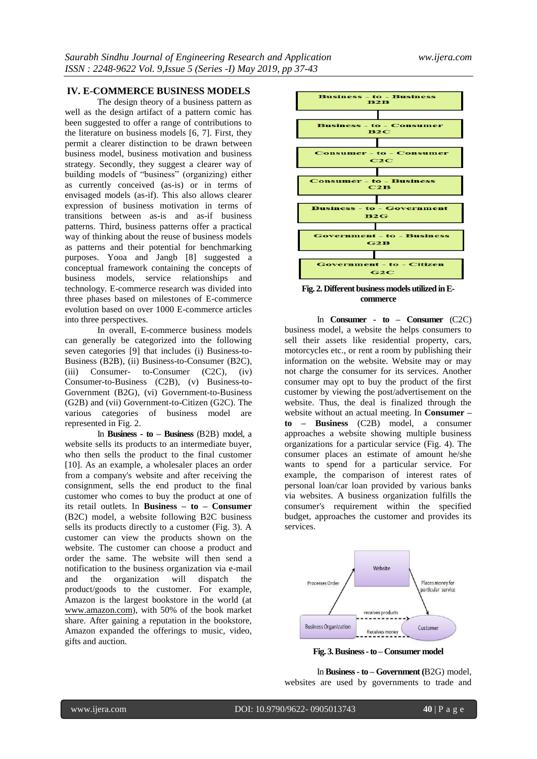## IV. E-COMMERCE BUSINESS MODELS

The design theory of a business pattern as well as the design artifact of a pattern comic has been suggested to offer a range of contributions to the literature on business models [6, 7]. First, they permit a clearer distinction to be drawn between business model, business motivation and business strategy. Secondly, they suggest a clearer way of building models of "business" (organizing) either as currently conceived (as-is) or in terms of envisaged models (as-if). This also allows clearer expression of business motivation in terms of transitions between as-is and as-if business patterns. Third, business patterns offer a practical way of thinking about the reuse of business models as patterns and their potential for benchmarking purposes. Yooa and Jangb [8] suggested a conceptual framework containing the concepts of business models, service relationships and technology. E-commerce research was divided into three phases based on milestones of E-commerce evolution based on over 1000 E-commerce articles into three perspectives.

In overall, E-commerce business models can generally be categorized into the following seven categories [9] that includes (i) Business-to-Business (B2B), (ii) Business-to-Consumer (B2C), (iii) Consumer- to-Consumer (C2C), (iv) Consumer-to-Business (C2B), (v) Business-to-Government (B2G), (vi) Government-to-Business (G2B) and (vii) Government-to-Citizen (G2C). The various categories of business model are represented in Fig. 2.

In **Business - to – Business** (B2B) model, a website sells its products to an intermediate buyer, who then sells the product to the final customer [10]. As an example, a wholesaler places an order from a company's website and after receiving the consignment, sells the end product to the final customer who comes to buy the product at one of its retail outlets. In **Business – to – Consumer** (B2C) model, a website following B2C business sells its products directly to a customer (Fig. 3). A customer can view the products shown on the website. The customer can choose a product and order the same. The website will then send a notification to the business organization via e-mail and the organization will dispatch the product/goods to the customer. For example, Amazon is the largest bookstore in the world (at www.amazon.com), with 50% of the book market share. After gaining a reputation in the bookstore, Amazon expanded the offerings to music, video, gifts and auction.

Business – to – Business
B2B

Business – to – Consumer
B2C

Consumer – to – Consumer
C2C

Consumer – to – Business
C2B

Business – to – Government
B2G

Government – to – Business
G2B

Government – to – Citizen
G2C

**Fig. 2. Different business models utilized in E-commerce**

In **Consumer - to – Consumer** (C2C) business model, a website the helps consumers to sell their assets like residential property, cars, motorcycles etc., or rent a room by publishing their information on the website. Website may or may not charge the consumer for its services. Another consumer may opt to buy the product of the first customer by viewing the post/advertisement on the website. Thus, the deal is finalized through the website without an actual meeting. In **Consumer – to – Business** (C2B) model, a consumer approaches a website showing multiple business organizations for a particular service (Fig. 4). The consumer places an estimate of amount he/she wants to spend for a particular service. For example, the comparison of interest rates of personal loan/car loan provided by various banks via websites. A business organization fulfills the consumer's requirement within the specified budget, approaches the customer and provides its services.

Website
Processes Order
Places money for particular service
receives products
Business Organization
Receives money
Customer

**Fig. 3. Business - to – Consumer model**

In **Business - to – Government (**B2G) model, websites are used by governments to trade and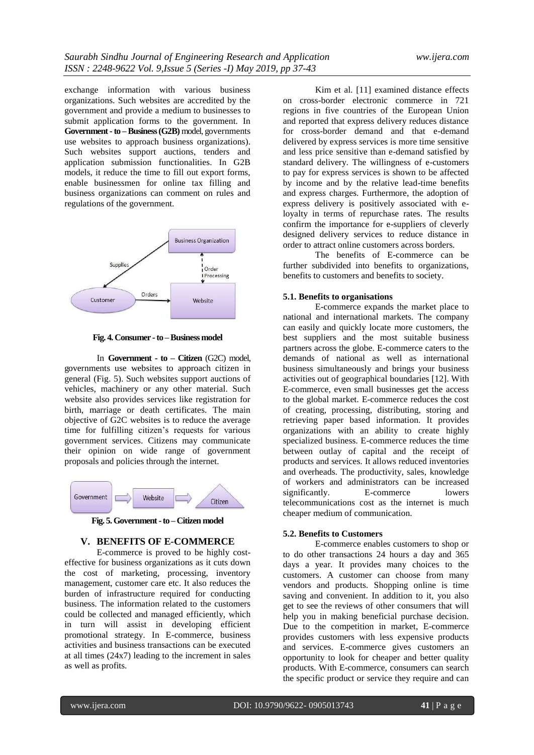exchange information with various business organizations. Such websites are accredited by the government and provide a medium to businesses to submit application forms to the government. In **Government - to – Business (G2B)** model, governments use websites to approach business organizations). Such websites support auctions, tenders and application submission functionalities. In G2B models, it reduce the time to fill out export forms, enable businessmen for online tax filling and business organizations can comment on rules and regulations of the government.

**Fig. 4. Consumer - to – Business model**

In **Government - to – Citizen** (G2C) model, governments use websites to approach citizen in general (Fig. 5). Such websites support auctions of vehicles, machinery or any other material. Such website also provides services like registration for birth, marriage or death certificates. The main objective of G2C websites is to reduce the average time for fulfilling citizen's requests for various government services. Citizens may communicate their opinion on wide range of government proposals and policies through the internet.

**Fig. 5. Government - to – Citizen model**

## V. BENEFITS OF E-COMMERCE

E-commerce is proved to be highly cost-effective for business organizations as it cuts down the cost of marketing, processing, inventory management, customer care etc. It also reduces the burden of infrastructure required for conducting business. The information related to the customers could be collected and managed efficiently, which in turn will assist in developing efficient promotional strategy. In E-commerce, business activities and business transactions can be executed at all times (24x7) leading to the increment in sales as well as profits.

Kim et al. [11] examined distance effects on cross-border electronic commerce in 721 regions in five countries of the European Union and reported that express delivery reduces distance for cross-border demand and that e-demand delivered by express services is more time sensitive and less price sensitive than e-demand satisfied by standard delivery. The willingness of e-customers to pay for express services is shown to be affected by income and by the relative lead-time benefits and express charges. Furthermore, the adoption of express delivery is positively associated with e-loyalty in terms of repurchase rates. The results confirm the importance for e-suppliers of cleverly designed delivery services to reduce distance in order to attract online customers across borders.

The benefits of E-commerce can be further subdivided into benefits to organizations, benefits to customers and benefits to society.

### 5.1. Benefits to organisations

E-commerce expands the market place to national and international markets. The company can easily and quickly locate more customers, the best suppliers and the most suitable business partners across the globe. E-commerce caters to the demands of national as well as international business simultaneously and brings your business activities out of geographical boundaries [12]. With E-commerce, even small businesses get the access to the global market. E-commerce reduces the cost of creating, processing, distributing, storing and retrieving paper based information. It provides organizations with an ability to create highly specialized business. E-commerce reduces the time between outlay of capital and the receipt of products and services. It allows reduced inventories and overheads. The productivity, sales, knowledge of workers and administrators can be increased significantly. E-commerce lowers telecommunications cost as the internet is much cheaper medium of communication.

### 5.2. Benefits to Customers

E-commerce enables customers to shop or to do other transactions 24 hours a day and 365 days a year. It provides many choices to the customers. A customer can choose from many vendors and products. Shopping online is time saving and convenient. In addition to it, you also get to see the reviews of other consumers that will help you in making beneficial purchase decision. Due to the competition in market, E-commerce provides customers with less expensive products and services. E-commerce gives customers an opportunity to look for cheaper and better quality products. With E-commerce, consumers can search the specific product or service they require and can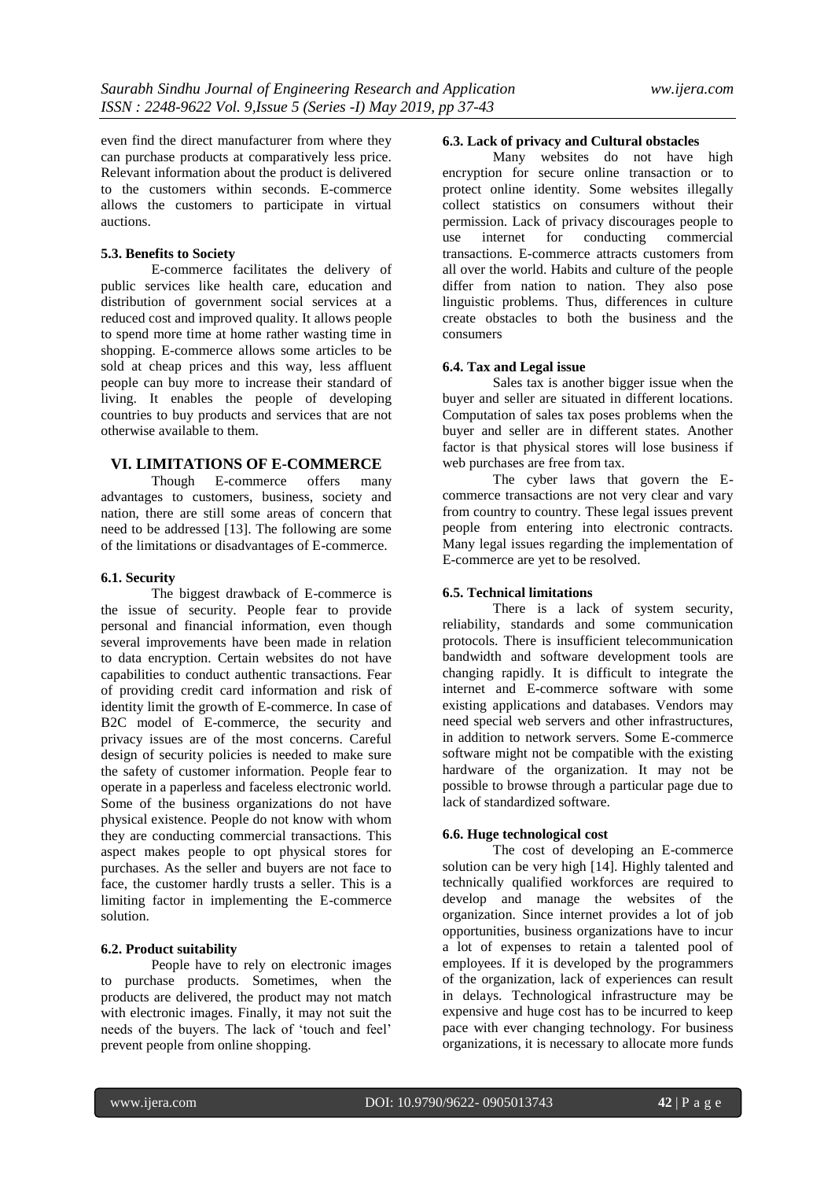even find the direct manufacturer from where they can purchase products at comparatively less price. Relevant information about the product is delivered to the customers within seconds. E-commerce allows the customers to participate in virtual auctions.

### 5.3. Benefits to Society

E-commerce facilitates the delivery of public services like health care, education and distribution of government social services at a reduced cost and improved quality. It allows people to spend more time at home rather wasting time in shopping. E-commerce allows some articles to be sold at cheap prices and this way, less affluent people can buy more to increase their standard of living. It enables the people of developing countries to buy products and services that are not otherwise available to them.

## VI. LIMITATIONS OF E-COMMERCE

Though E-commerce offers many advantages to customers, business, society and nation, there are still some areas of concern that need to be addressed [13]. The following are some of the limitations or disadvantages of E-commerce.

### 6.1. Security

The biggest drawback of E-commerce is the issue of security. People fear to provide personal and financial information, even though several improvements have been made in relation to data encryption. Certain websites do not have capabilities to conduct authentic transactions. Fear of providing credit card information and risk of identity limit the growth of E-commerce. In case of B2C model of E-commerce, the security and privacy issues are of the most concerns. Careful design of security policies is needed to make sure the safety of customer information. People fear to operate in a paperless and faceless electronic world. Some of the business organizations do not have physical existence. People do not know with whom they are conducting commercial transactions. This aspect makes people to opt physical stores for purchases. As the seller and buyers are not face to face, the customer hardly trusts a seller. This is a limiting factor in implementing the E-commerce solution.

### 6.2. Product suitability

People have to rely on electronic images to purchase products. Sometimes, when the products are delivered, the product may not match with electronic images. Finally, it may not suit the needs of the buyers. The lack of 'touch and feel' prevent people from online shopping.

### 6.3. Lack of privacy and Cultural obstacles

Many websites do not have high encryption for secure online transaction or to protect online identity. Some websites illegally collect statistics on consumers without their permission. Lack of privacy discourages people to use internet for conducting commercial transactions. E-commerce attracts customers from all over the world. Habits and culture of the people differ from nation to nation. They also pose linguistic problems. Thus, differences in culture create obstacles to both the business and the consumers

### 6.4. Tax and Legal issue

Sales tax is another bigger issue when the buyer and seller are situated in different locations. Computation of sales tax poses problems when the buyer and seller are in different states. Another factor is that physical stores will lose business if web purchases are free from tax.

The cyber laws that govern the E-commerce transactions are not very clear and vary from country to country. These legal issues prevent people from entering into electronic contracts. Many legal issues regarding the implementation of E-commerce are yet to be resolved.

### 6.5. Technical limitations

There is a lack of system security, reliability, standards and some communication protocols. There is insufficient telecommunication bandwidth and software development tools are changing rapidly. It is difficult to integrate the internet and E-commerce software with some existing applications and databases. Vendors may need special web servers and other infrastructures, in addition to network servers. Some E-commerce software might not be compatible with the existing hardware of the organization. It may not be possible to browse through a particular page due to lack of standardized software.

### 6.6. Huge technological cost

The cost of developing an E-commerce solution can be very high [14]. Highly talented and technically qualified workforces are required to develop and manage the websites of the organization. Since internet provides a lot of job opportunities, business organizations have to incur a lot of expenses to retain a talented pool of employees. If it is developed by the programmers of the organization, lack of experiences can result in delays. Technological infrastructure may be expensive and huge cost has to be incurred to keep pace with ever changing technology. For business organizations, it is necessary to allocate more funds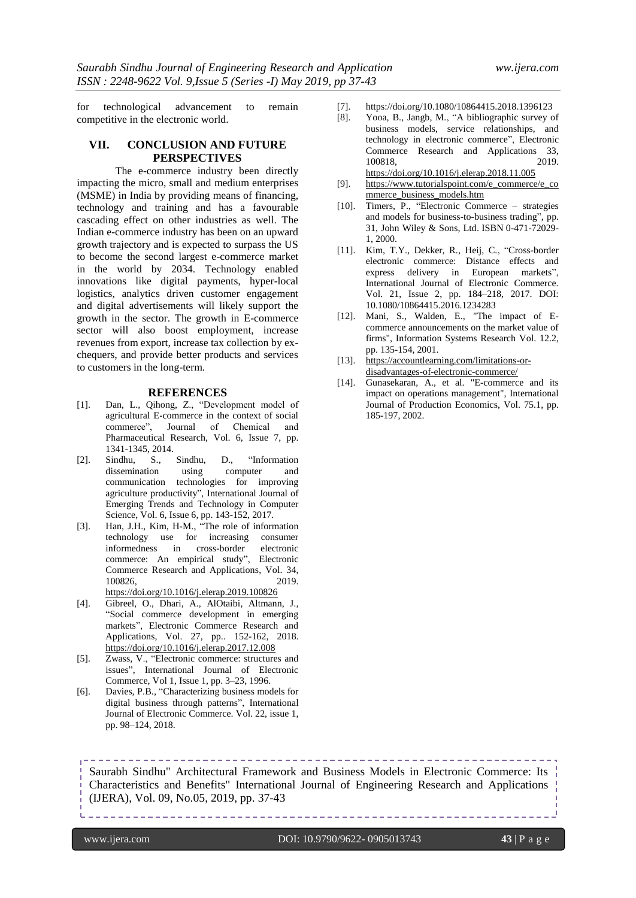for technological advancement to remain competitive in the electronic world.

## VII. CONCLUSION AND FUTURE PERSPECTIVES

The e-commerce industry been directly impacting the micro, small and medium enterprises (MSME) in India by providing means of financing, technology and training and has a favourable cascading effect on other industries as well. The Indian e-commerce industry has been on an upward growth trajectory and is expected to surpass the US to become the second largest e-commerce market in the world by 2034. Technology enabled innovations like digital payments, hyper-local logistics, analytics driven customer engagement and digital advertisements will likely support the growth in the sector. The growth in E-commerce sector will also boost employment, increase revenues from export, increase tax collection by ex-chequers, and provide better products and services to customers in the long-term.

## REFERENCES

[1]. Dan, L., Qihong, Z., "Development model of agricultural E-commerce in the context of social commerce", Journal of Chemical and Pharmaceutical Research, Vol. 6, Issue 7, pp. 1341-1345, 2014.

[2]. Sindhu, S., Sindhu, D., "Information dissemination using computer and communication technologies for improving agriculture productivity", International Journal of Emerging Trends and Technology in Computer Science, Vol. 6, Issue 6, pp. 143-152, 2017.

[3]. Han, J.H., Kim, H-M., "The role of information technology use for increasing consumer informedness in cross-border electronic commerce: An empirical study", Electronic Commerce Research and Applications, Vol. 34, 100826, 2019. https://doi.org/10.1016/j.elerap.2019.100826

[4]. Gibreel, O., Dhari, A., AlOtaibi, Altmann, J., "Social commerce development in emerging markets", Electronic Commerce Research and Applications, Vol. 27, pp.. 152-162, 2018. https://doi.org/10.1016/j.elerap.2017.12.008

[5]. Zwass, V., "Electronic commerce: structures and issues", International Journal of Electronic Commerce, Vol 1, Issue 1, pp. 3–23, 1996.

[6]. Davies, P.B., "Characterizing business models for digital business through patterns", International Journal of Electronic Commerce. Vol. 22, issue 1, pp. 98–124, 2018.

[7]. https://doi.org/10.1080/10864415.2018.1396123

[8]. Yooa, B., Jangb, M., "A bibliographic survey of business models, service relationships, and technology in electronic commerce", Electronic Commerce Research and Applications 33, 100818, 2019. https://doi.org/10.1016/j.elerap.2018.11.005

[9]. https://www.tutorialspoint.com/e_commerce/e_commerce_business_models.htm

[10]. Timers, P., "Electronic Commerce – strategies and models for business-to-business trading", pp. 31, John Wiley & Sons, Ltd. ISBN 0-471-72029-1, 2000.

[11]. Kim, T.Y., Dekker, R., Heij, C., "Cross-border electronic commerce: Distance effects and express delivery in European markets", International Journal of Electronic Commerce. Vol. 21, Issue 2, pp. 184–218, 2017. DOI: 10.1080/10864415.2016.1234283

[12]. Mani, S., Walden, E., "The impact of E-commerce announcements on the market value of firms", Information Systems Research Vol. 12.2, pp. 135-154, 2001.

[13]. https://accountlearning.com/limitations-or-disadvantages-of-electronic-commerce/

[14]. Gunasekaran, A., et al. "E-commerce and its impact on operations management", International Journal of Production Economics, Vol. 75.1, pp. 185-197, 2002.

Saurabh Sindhu" Architectural Framework and Business Models in Electronic Commerce: Its Characteristics and Benefits" International Journal of Engineering Research and Applications (IJERA), Vol. 09, No.05, 2019, pp. 37-43